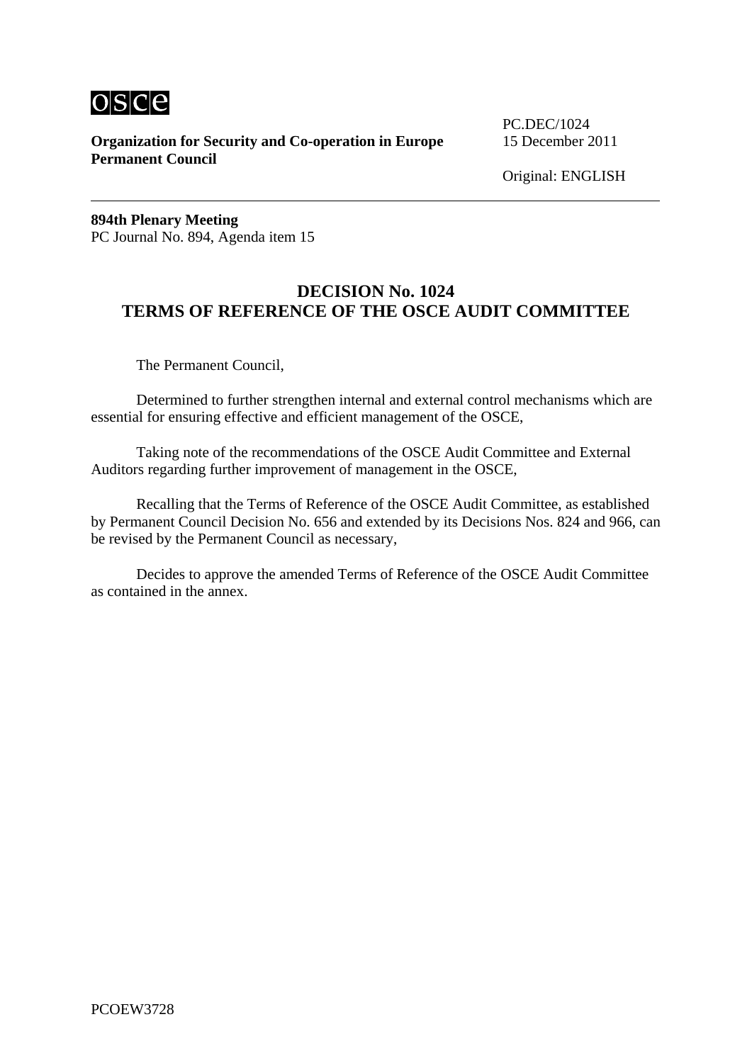osce

**Organization for Security and Co-operation in Europe**
**Permanent Council**

PC.DEC/1024
15 December 2011

Original: ENGLISH

---

**894th Plenary Meeting**
PC Journal No. 894, Agenda item 15

## DECISION No. 1024
## TERMS OF REFERENCE OF THE OSCE AUDIT COMMITTEE

The Permanent Council,

Determined to further strengthen internal and external control mechanisms which are essential for ensuring effective and efficient management of the OSCE,

Taking note of the recommendations of the OSCE Audit Committee and External Auditors regarding further improvement of management in the OSCE,

Recalling that the Terms of Reference of the OSCE Audit Committee, as established by Permanent Council Decision No. 656 and extended by its Decisions Nos. 824 and 966, can be revised by the Permanent Council as necessary,

Decides to approve the amended Terms of Reference of the OSCE Audit Committee as contained in the annex.

PCOEW3728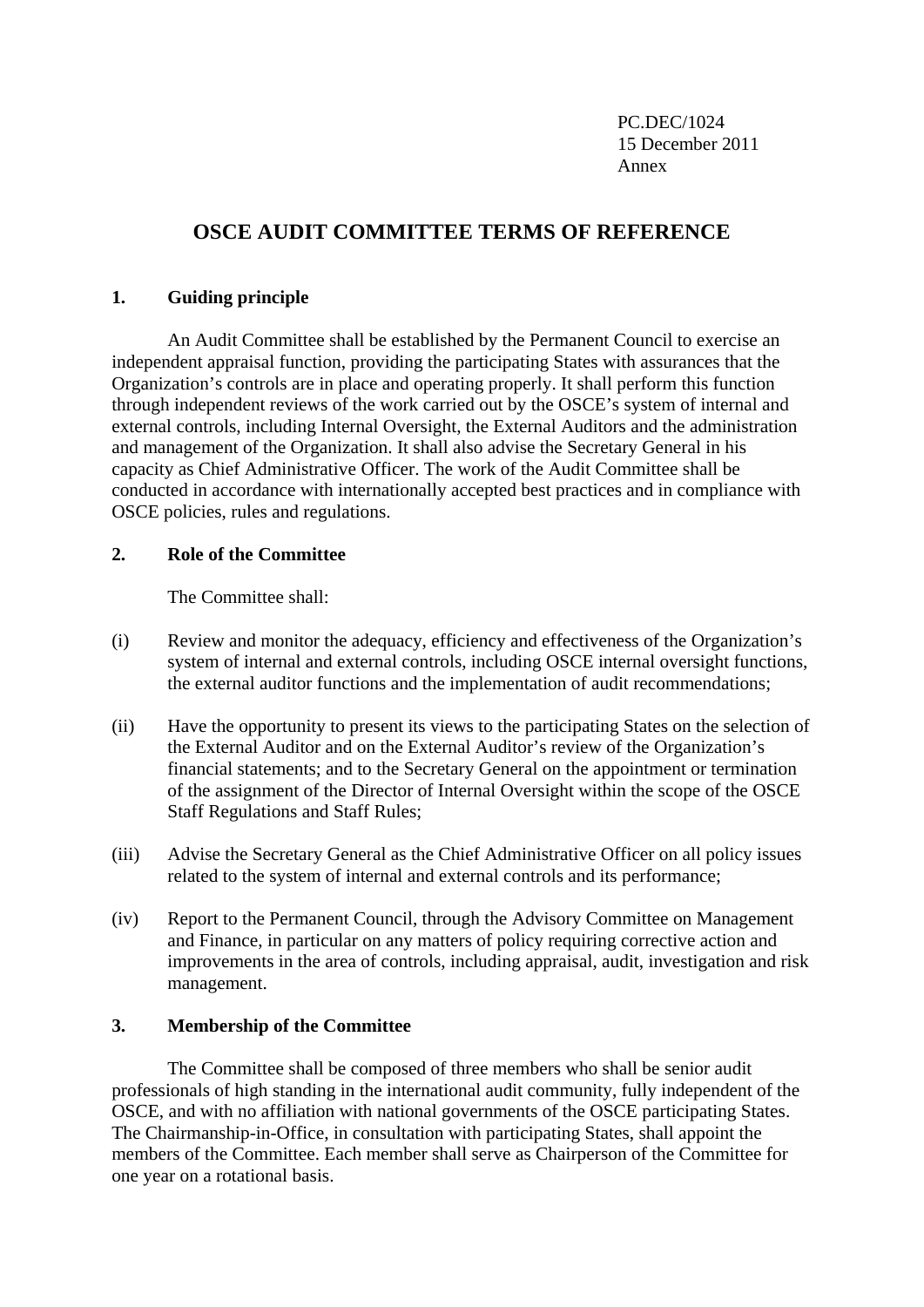PC.DEC/1024
15 December 2011
Annex

# OSCE AUDIT COMMITTEE TERMS OF REFERENCE

## 1. Guiding principle

An Audit Committee shall be established by the Permanent Council to exercise an independent appraisal function, providing the participating States with assurances that the Organization's controls are in place and operating properly. It shall perform this function through independent reviews of the work carried out by the OSCE's system of internal and external controls, including Internal Oversight, the External Auditors and the administration and management of the Organization. It shall also advise the Secretary General in his capacity as Chief Administrative Officer. The work of the Audit Committee shall be conducted in accordance with internationally accepted best practices and in compliance with OSCE policies, rules and regulations.

## 2. Role of the Committee

The Committee shall:

(i) Review and monitor the adequacy, efficiency and effectiveness of the Organization's system of internal and external controls, including OSCE internal oversight functions, the external auditor functions and the implementation of audit recommendations;

(ii) Have the opportunity to present its views to the participating States on the selection of the External Auditor and on the External Auditor's review of the Organization's financial statements; and to the Secretary General on the appointment or termination of the assignment of the Director of Internal Oversight within the scope of the OSCE Staff Regulations and Staff Rules;

(iii) Advise the Secretary General as the Chief Administrative Officer on all policy issues related to the system of internal and external controls and its performance;

(iv) Report to the Permanent Council, through the Advisory Committee on Management and Finance, in particular on any matters of policy requiring corrective action and improvements in the area of controls, including appraisal, audit, investigation and risk management.

## 3. Membership of the Committee

The Committee shall be composed of three members who shall be senior audit professionals of high standing in the international audit community, fully independent of the OSCE, and with no affiliation with national governments of the OSCE participating States. The Chairmanship-in-Office, in consultation with participating States, shall appoint the members of the Committee. Each member shall serve as Chairperson of the Committee for one year on a rotational basis.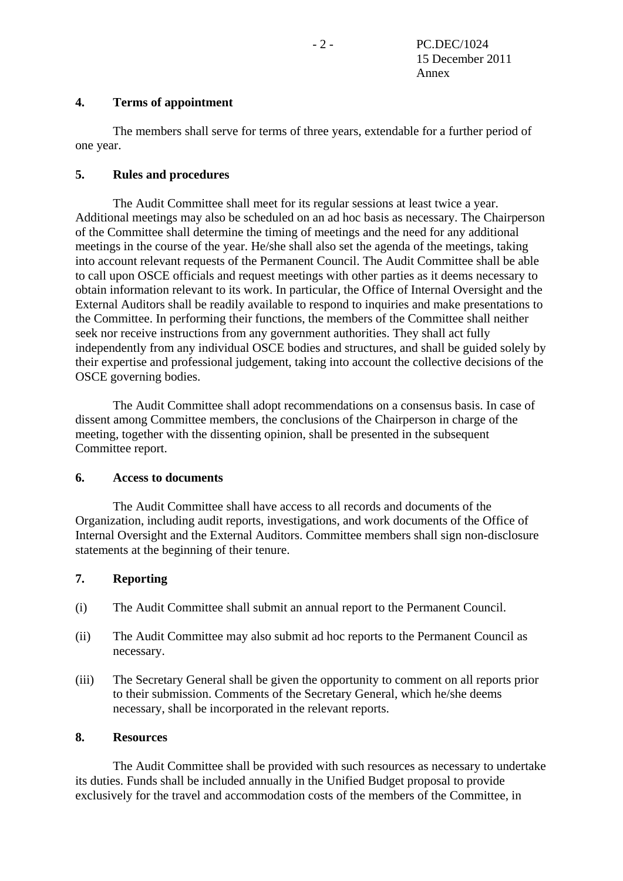## 4. Terms of appointment

The members shall serve for terms of three years, extendable for a further period of one year.

## 5. Rules and procedures

The Audit Committee shall meet for its regular sessions at least twice a year. Additional meetings may also be scheduled on an ad hoc basis as necessary. The Chairperson of the Committee shall determine the timing of meetings and the need for any additional meetings in the course of the year. He/she shall also set the agenda of the meetings, taking into account relevant requests of the Permanent Council. The Audit Committee shall be able to call upon OSCE officials and request meetings with other parties as it deems necessary to obtain information relevant to its work. In particular, the Office of Internal Oversight and the External Auditors shall be readily available to respond to inquiries and make presentations to the Committee. In performing their functions, the members of the Committee shall neither seek nor receive instructions from any government authorities. They shall act fully independently from any individual OSCE bodies and structures, and shall be guided solely by their expertise and professional judgement, taking into account the collective decisions of the OSCE governing bodies.

The Audit Committee shall adopt recommendations on a consensus basis. In case of dissent among Committee members, the conclusions of the Chairperson in charge of the meeting, together with the dissenting opinion, shall be presented in the subsequent Committee report.

## 6. Access to documents

The Audit Committee shall have access to all records and documents of the Organization, including audit reports, investigations, and work documents of the Office of Internal Oversight and the External Auditors. Committee members shall sign non-disclosure statements at the beginning of their tenure.

## 7. Reporting

(i) The Audit Committee shall submit an annual report to the Permanent Council.

(ii) The Audit Committee may also submit ad hoc reports to the Permanent Council as necessary.

(iii) The Secretary General shall be given the opportunity to comment on all reports prior to their submission. Comments of the Secretary General, which he/she deems necessary, shall be incorporated in the relevant reports.

## 8. Resources

The Audit Committee shall be provided with such resources as necessary to undertake its duties. Funds shall be included annually in the Unified Budget proposal to provide exclusively for the travel and accommodation costs of the members of the Committee, in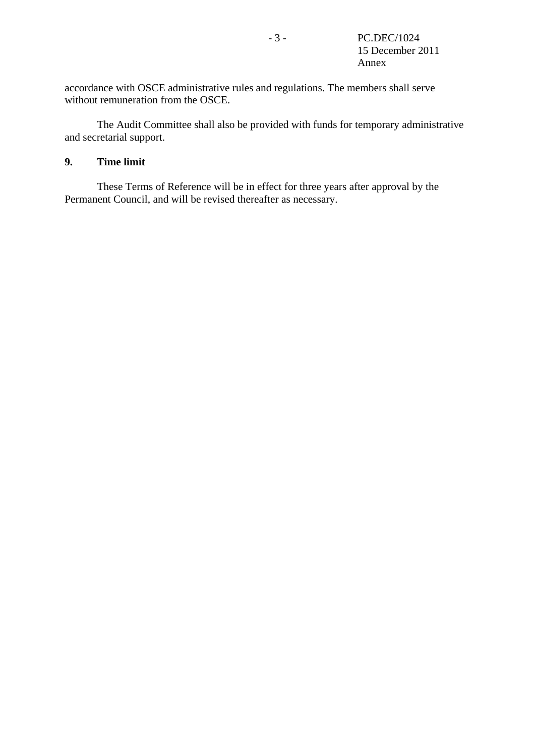accordance with OSCE administrative rules and regulations. The members shall serve without remuneration from the OSCE.

The Audit Committee shall also be provided with funds for temporary administrative and secretarial support.

**9. Time limit**

These Terms of Reference will be in effect for three years after approval by the Permanent Council, and will be revised thereafter as necessary.